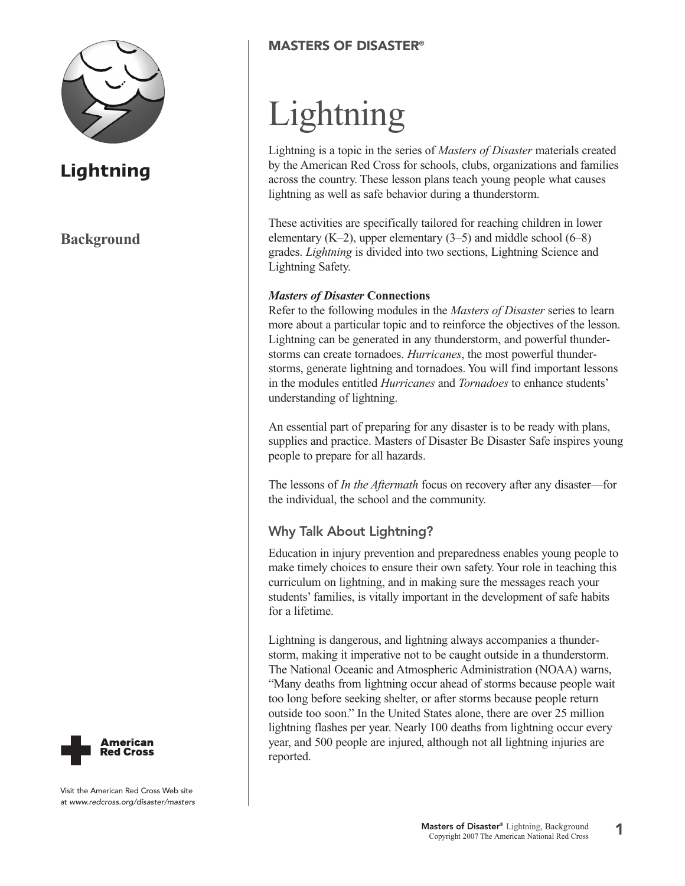# Lightning

## Background

MASTERS OF DISASTER®

# Lightning

Lightning is a topic in the series of *Masters of Disaster* materials created by the American Red Cross for schools, clubs, organizations and families across the country. These lesson plans teach young people what causes lightning as well as safe behavior during a thunderstorm.

These activities are specifically tailored for reaching children in lower elementary (K–2), upper elementary (3–5) and middle school (6–8) grades. *Lightning* is divided into two sections, Lightning Science and Lightning Safety.

***Masters of Disaster* Connections**

Refer to the following modules in the *Masters of Disaster* series to learn more about a particular topic and to reinforce the objectives of the lesson. Lightning can be generated in any thunderstorm, and powerful thunderstorms can create tornadoes. *Hurricanes*, the most powerful thunderstorms, generate lightning and tornadoes. You will find important lessons in the modules entitled *Hurricanes* and *Tornadoes* to enhance students' understanding of lightning.

An essential part of preparing for any disaster is to be ready with plans, supplies and practice. Masters of Disaster Be Disaster Safe inspires young people to prepare for all hazards.

The lessons of *In the Aftermath* focus on recovery after any disaster—for the individual, the school and the community.

## Why Talk About Lightning?

Education in injury prevention and preparedness enables young people to make timely choices to ensure their own safety. Your role in teaching this curriculum on lightning, and in making sure the messages reach your students' families, is vitally important in the development of safe habits for a lifetime.

Lightning is dangerous, and lightning always accompanies a thunderstorm, making it imperative not to be caught outside in a thunderstorm. The National Oceanic and Atmospheric Administration (NOAA) warns, "Many deaths from lightning occur ahead of storms because people wait too long before seeking shelter, or after storms because people return outside too soon." In the United States alone, there are over 25 million lightning flashes per year. Nearly 100 deaths from lightning occur every year, and 500 people are injured, although not all lightning injuries are reported.

American Red Cross

Visit the American Red Cross Web site at *www.redcross.org/disaster/masters*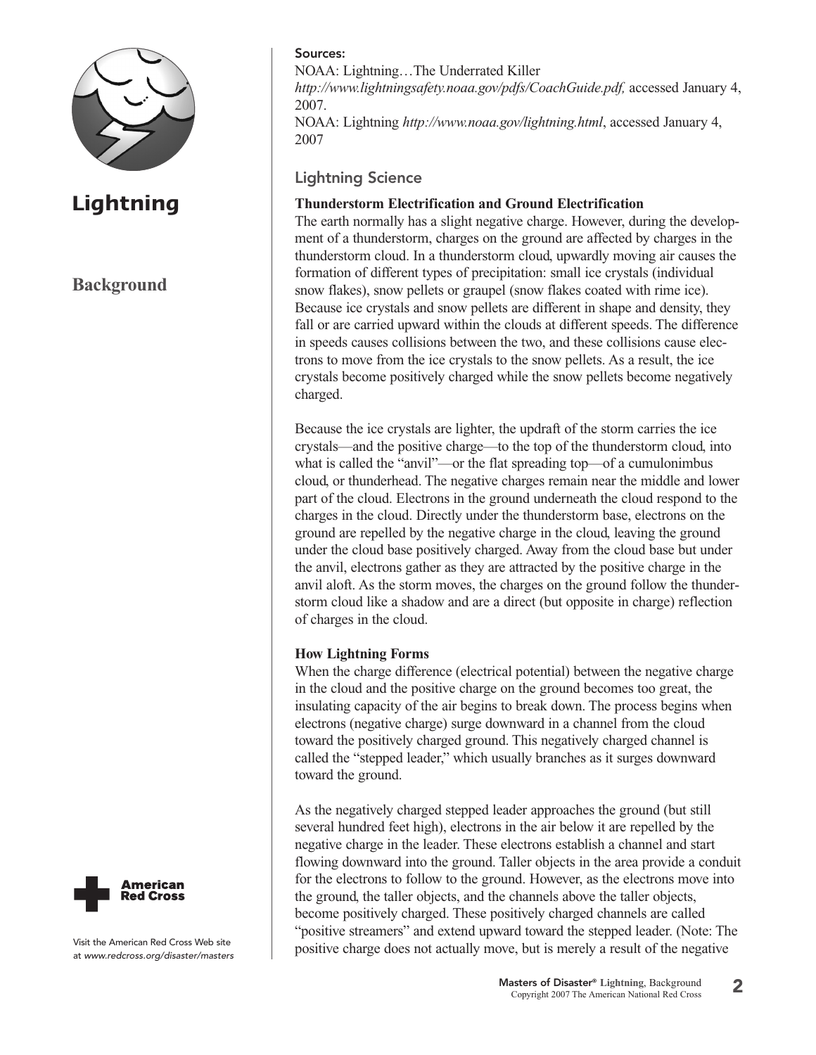# Lightning

## Background

**Sources:**

NOAA: Lightning…The Underrated Killer *http://www.lightningsafety.noaa.gov/pdfs/CoachGuide.pdf,* accessed January 4, 2007.

NOAA: Lightning *http://www.noaa.gov/lightning.html*, accessed January 4, 2007

## Lightning Science

### Thunderstorm Electrification and Ground Electrification

The earth normally has a slight negative charge. However, during the development of a thunderstorm, charges on the ground are affected by charges in the thunderstorm cloud. In a thunderstorm cloud, upwardly moving air causes the formation of different types of precipitation: small ice crystals (individual snow flakes), snow pellets or graupel (snow flakes coated with rime ice). Because ice crystals and snow pellets are different in shape and density, they fall or are carried upward within the clouds at different speeds. The difference in speeds causes collisions between the two, and these collisions cause electrons to move from the ice crystals to the snow pellets. As a result, the ice crystals become positively charged while the snow pellets become negatively charged.

Because the ice crystals are lighter, the updraft of the storm carries the ice crystals—and the positive charge—to the top of the thunderstorm cloud, into what is called the "anvil"—or the flat spreading top—of a cumulonimbus cloud, or thunderhead. The negative charges remain near the middle and lower part of the cloud. Electrons in the ground underneath the cloud respond to the charges in the cloud. Directly under the thunderstorm base, electrons on the ground are repelled by the negative charge in the cloud, leaving the ground under the cloud base positively charged. Away from the cloud base but under the anvil, electrons gather as they are attracted by the positive charge in the anvil aloft. As the storm moves, the charges on the ground follow the thunderstorm cloud like a shadow and are a direct (but opposite in charge) reflection of charges in the cloud.

### How Lightning Forms

When the charge difference (electrical potential) between the negative charge in the cloud and the positive charge on the ground becomes too great, the insulating capacity of the air begins to break down. The process begins when electrons (negative charge) surge downward in a channel from the cloud toward the positively charged ground. This negatively charged channel is called the "stepped leader," which usually branches as it surges downward toward the ground.

As the negatively charged stepped leader approaches the ground (but still several hundred feet high), electrons in the air below it are repelled by the negative charge in the leader. These electrons establish a channel and start flowing downward into the ground. Taller objects in the area provide a conduit for the electrons to follow to the ground. However, as the electrons move into the ground, the taller objects, and the channels above the taller objects, become positively charged. These positively charged channels are called "positive streamers" and extend upward toward the stepped leader. (Note: The positive charge does not actually move, but is merely a result of the negative

Visit the American Red Cross Web site at *www.redcross.org/disaster/masters*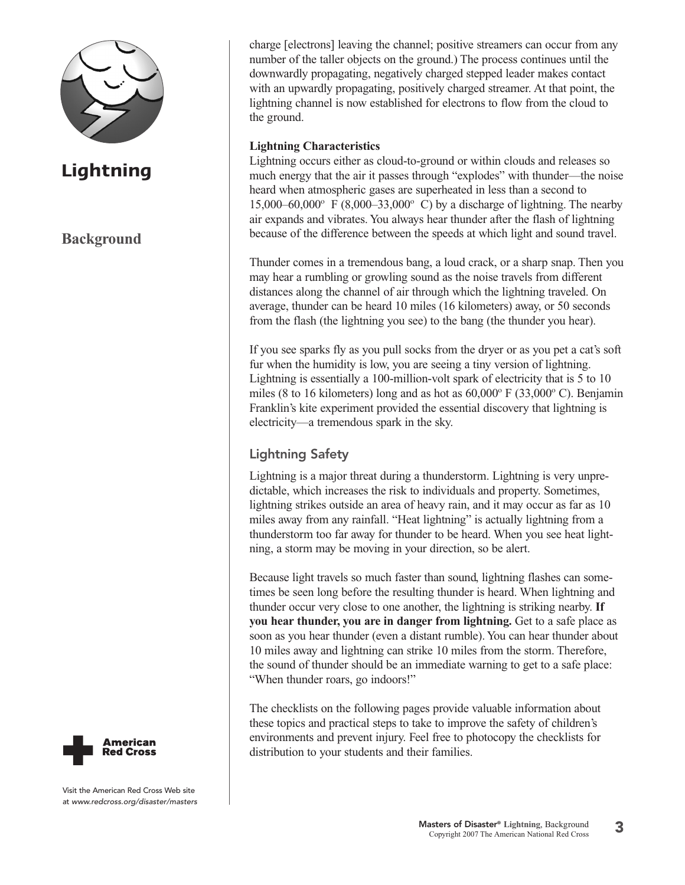# Lightning

## Background

charge [electrons] leaving the channel; positive streamers can occur from any number of the taller objects on the ground.) The process continues until the downwardly propagating, negatively charged stepped leader makes contact with an upwardly propagating, positively charged streamer. At that point, the lightning channel is now established for electrons to flow from the cloud to the ground.

**Lightning Characteristics**

Lightning occurs either as cloud-to-ground or within clouds and releases so much energy that the air it passes through "explodes" with thunder—the noise heard when atmospheric gases are superheated in less than a second to 15,000–60,000º F (8,000–33,000º C) by a discharge of lightning. The nearby air expands and vibrates. You always hear thunder after the flash of lightning because of the difference between the speeds at which light and sound travel.

Thunder comes in a tremendous bang, a loud crack, or a sharp snap. Then you may hear a rumbling or growling sound as the noise travels from different distances along the channel of air through which the lightning traveled. On average, thunder can be heard 10 miles (16 kilometers) away, or 50 seconds from the flash (the lightning you see) to the bang (the thunder you hear).

If you see sparks fly as you pull socks from the dryer or as you pet a cat's soft fur when the humidity is low, you are seeing a tiny version of lightning. Lightning is essentially a 100-million-volt spark of electricity that is 5 to 10 miles (8 to 16 kilometers) long and as hot as 60,000º F (33,000º C). Benjamin Franklin's kite experiment provided the essential discovery that lightning is electricity—a tremendous spark in the sky.

### Lightning Safety

Lightning is a major threat during a thunderstorm. Lightning is very unpredictable, which increases the risk to individuals and property. Sometimes, lightning strikes outside an area of heavy rain, and it may occur as far as 10 miles away from any rainfall. "Heat lightning" is actually lightning from a thunderstorm too far away for thunder to be heard. When you see heat lightning, a storm may be moving in your direction, so be alert.

Because light travels so much faster than sound, lightning flashes can sometimes be seen long before the resulting thunder is heard. When lightning and thunder occur very close to one another, the lightning is striking nearby. **If you hear thunder, you are in danger from lightning.** Get to a safe place as soon as you hear thunder (even a distant rumble). You can hear thunder about 10 miles away and lightning can strike 10 miles from the storm. Therefore, the sound of thunder should be an immediate warning to get to a safe place: "When thunder roars, go indoors!"

The checklists on the following pages provide valuable information about these topics and practical steps to take to improve the safety of children's environments and prevent injury. Feel free to photocopy the checklists for distribution to your students and their families.

Visit the American Red Cross Web site at *www.redcross.org/disaster/masters*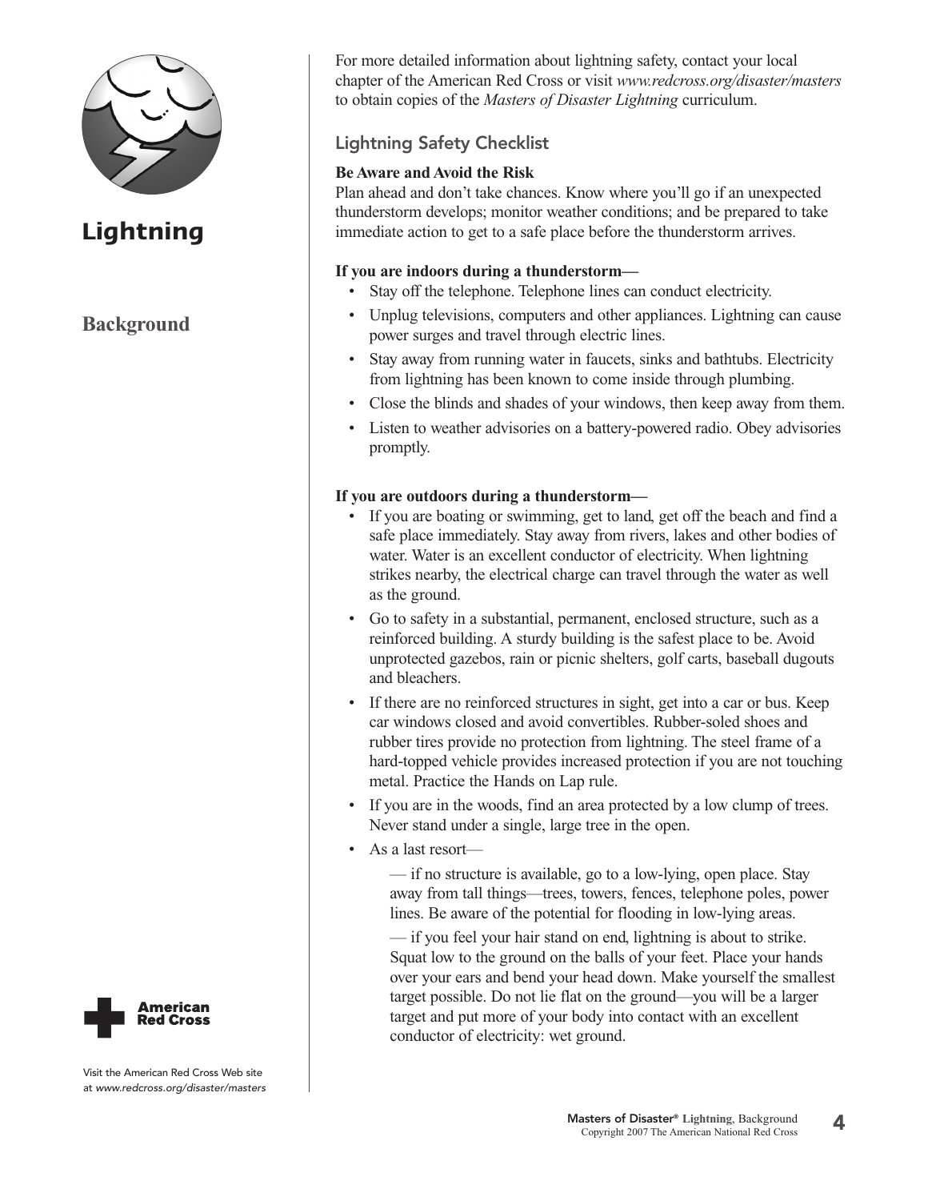# Lightning

## Background

For more detailed information about lightning safety, contact your local chapter of the American Red Cross or visit *www.redcross.org/disaster/masters* to obtain copies of the *Masters of Disaster Lightning* curriculum.

### Lightning Safety Checklist

**Be Aware and Avoid the Risk**

Plan ahead and don't take chances. Know where you'll go if an unexpected thunderstorm develops; monitor weather conditions; and be prepared to take immediate action to get to a safe place before the thunderstorm arrives.

**If you are indoors during a thunderstorm—**

- Stay off the telephone. Telephone lines can conduct electricity.
- Unplug televisions, computers and other appliances. Lightning can cause power surges and travel through electric lines.
- Stay away from running water in faucets, sinks and bathtubs. Electricity from lightning has been known to come inside through plumbing.
- Close the blinds and shades of your windows, then keep away from them.
- Listen to weather advisories on a battery-powered radio. Obey advisories promptly.

**If you are outdoors during a thunderstorm—**

- If you are boating or swimming, get to land, get off the beach and find a safe place immediately. Stay away from rivers, lakes and other bodies of water. Water is an excellent conductor of electricity. When lightning strikes nearby, the electrical charge can travel through the water as well as the ground.
- Go to safety in a substantial, permanent, enclosed structure, such as a reinforced building. A sturdy building is the safest place to be. Avoid unprotected gazebos, rain or picnic shelters, golf carts, baseball dugouts and bleachers.
- If there are no reinforced structures in sight, get into a car or bus. Keep car windows closed and avoid convertibles. Rubber-soled shoes and rubber tires provide no protection from lightning. The steel frame of a hard-topped vehicle provides increased protection if you are not touching metal. Practice the Hands on Lap rule.
- If you are in the woods, find an area protected by a low clump of trees. Never stand under a single, large tree in the open.
- As a last resort—

  — if no structure is available, go to a low-lying, open place. Stay away from tall things—trees, towers, fences, telephone poles, power lines. Be aware of the potential for flooding in low-lying areas.

  — if you feel your hair stand on end, lightning is about to strike. Squat low to the ground on the balls of your feet. Place your hands over your ears and bend your head down. Make yourself the smallest target possible. Do not lie flat on the ground—you will be a larger target and put more of your body into contact with an excellent conductor of electricity: wet ground.

American Red Cross

Visit the American Red Cross Web site at *www.redcross.org/disaster/masters*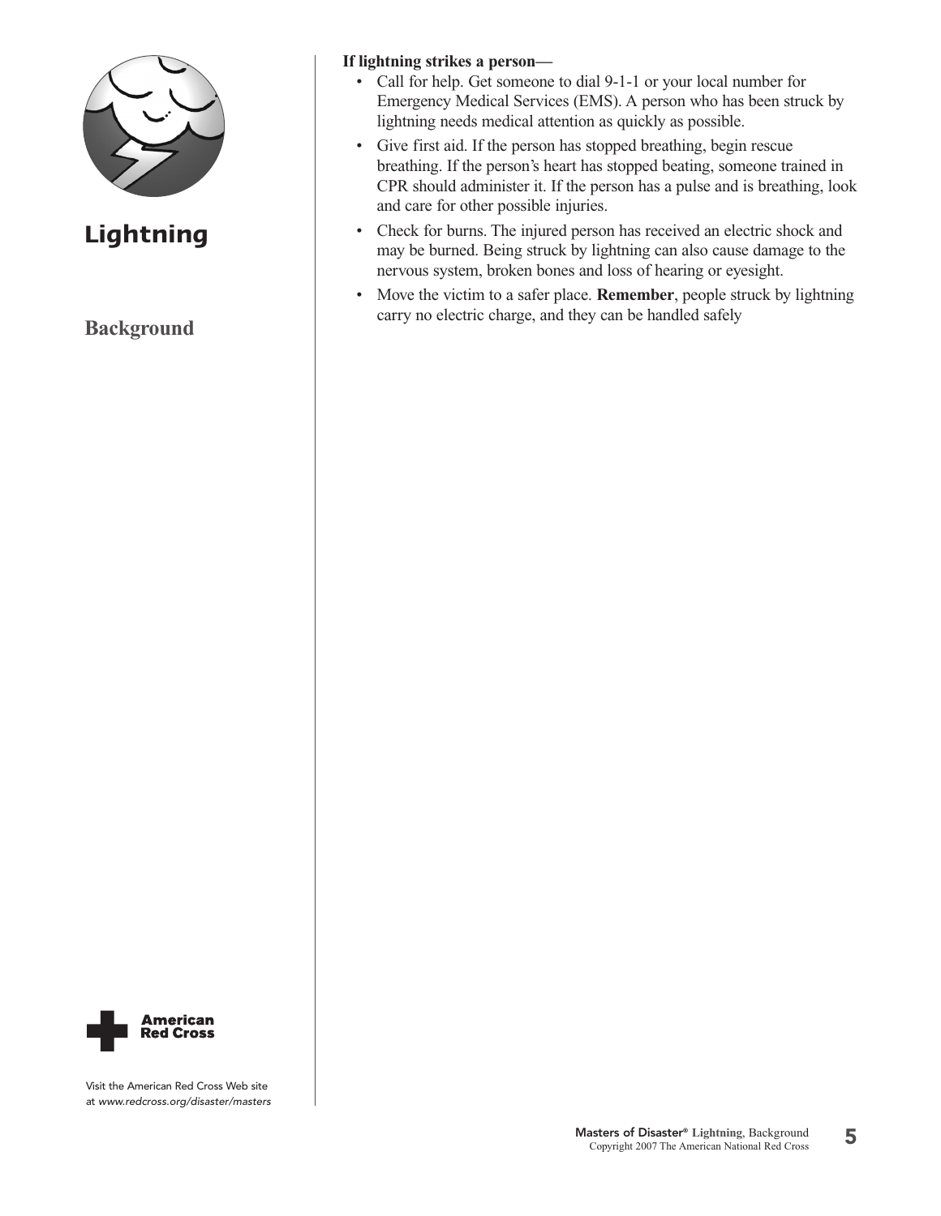# Lightning

## Background

**If lightning strikes a person—**

- Call for help. Get someone to dial 9-1-1 or your local number for Emergency Medical Services (EMS). A person who has been struck by lightning needs medical attention as quickly as possible.
- Give first aid. If the person has stopped breathing, begin rescue breathing. If the person's heart has stopped beating, someone trained in CPR should administer it. If the person has a pulse and is breathing, look and care for other possible injuries.
- Check for burns. The injured person has received an electric shock and may be burned. Being struck by lightning can also cause damage to the nervous system, broken bones and loss of hearing or eyesight.
- Move the victim to a safer place. **Remember**, people struck by lightning carry no electric charge, and they can be handled safely

American Red Cross

Visit the American Red Cross Web site at *www.redcross.org/disaster/masters*